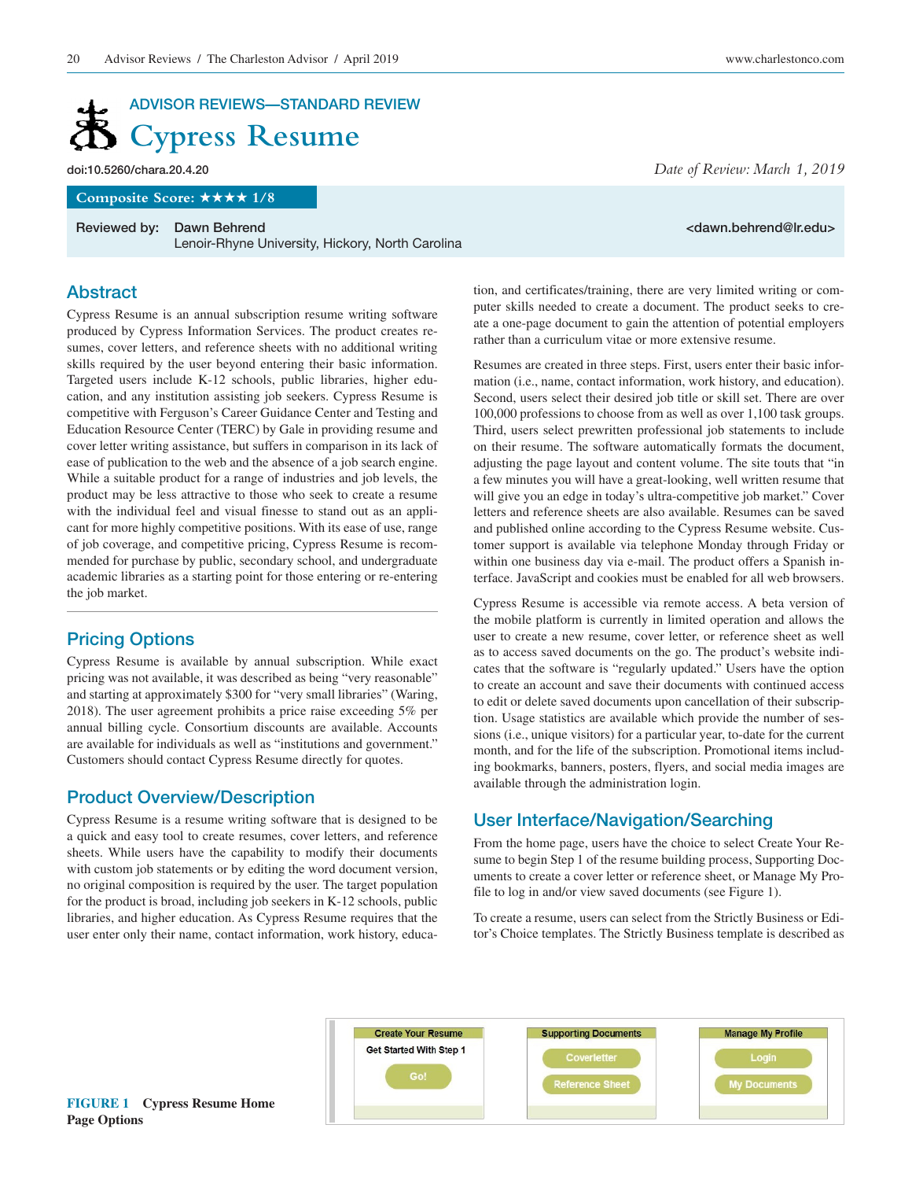ADVISOR REVIEWS—STANDARD REVIEW

# Cypress Resume

doi:10.5260/chara.20.4.20

*Date of Review: March 1, 2019*

**Composite Score: ★★★★ 1/8**

**Reviewed by:** Dawn Behrend
Lenoir-Rhyne University, Hickory, North Carolina
<dawn.behrend@lr.edu>

## Abstract

Cypress Resume is an annual subscription resume writing software produced by Cypress Information Services. The product creates resumes, cover letters, and reference sheets with no additional writing skills required by the user beyond entering their basic information. Targeted users include K-12 schools, public libraries, higher education, and any institution assisting job seekers. Cypress Resume is competitive with Ferguson's Career Guidance Center and Testing and Education Resource Center (TERC) by Gale in providing resume and cover letter writing assistance, but suffers in comparison in its lack of ease of publication to the web and the absence of a job search engine. While a suitable product for a range of industries and job levels, the product may be less attractive to those who seek to create a resume with the individual feel and visual finesse to stand out as an applicant for more highly competitive positions. With its ease of use, range of job coverage, and competitive pricing, Cypress Resume is recommended for purchase by public, secondary school, and undergraduate academic libraries as a starting point for those entering or re-entering the job market.

## Pricing Options

Cypress Resume is available by annual subscription. While exact pricing was not available, it was described as being "very reasonable" and starting at approximately $300 for "very small libraries" (Waring, 2018). The user agreement prohibits a price raise exceeding 5% per annual billing cycle. Consortium discounts are available. Accounts are available for individuals as well as "institutions and government." Customers should contact Cypress Resume directly for quotes.

## Product Overview/Description

Cypress Resume is a resume writing software that is designed to be a quick and easy tool to create resumes, cover letters, and reference sheets. While users have the capability to modify their documents with custom job statements or by editing the word document version, no original composition is required by the user. The target population for the product is broad, including job seekers in K-12 schools, public libraries, and higher education. As Cypress Resume requires that the user enter only their name, contact information, work history, education, and certificates/training, there are very limited writing or computer skills needed to create a document. The product seeks to create a one-page document to gain the attention of potential employers rather than a curriculum vitae or more extensive resume.

Resumes are created in three steps. First, users enter their basic information (i.e., name, contact information, work history, and education). Second, users select their desired job title or skill set. There are over 100,000 professions to choose from as well as over 1,100 task groups. Third, users select prewritten professional job statements to include on their resume. The software automatically formats the document, adjusting the page layout and content volume. The site touts that "in a few minutes you will have a great-looking, well written resume that will give you an edge in today's ultra-competitive job market." Cover letters and reference sheets are also available. Resumes can be saved and published online according to the Cypress Resume website. Customer support is available via telephone Monday through Friday or within one business day via e-mail. The product offers a Spanish interface. JavaScript and cookies must be enabled for all web browsers.

Cypress Resume is accessible via remote access. A beta version of the mobile platform is currently in limited operation and allows the user to create a new resume, cover letter, or reference sheet as well as to access saved documents on the go. The product's website indicates that the software is "regularly updated." Users have the option to create an account and save their documents with continued access to edit or delete saved documents upon cancellation of their subscription. Usage statistics are available which provide the number of sessions (i.e., unique visitors) for a particular year, to-date for the current month, and for the life of the subscription. Promotional items including bookmarks, banners, posters, flyers, and social media images are available through the administration login.

## User Interface/Navigation/Searching

From the home page, users have the choice to select Create Your Resume to begin Step 1 of the resume building process, Supporting Documents to create a cover letter or reference sheet, or Manage My Profile to log in and/or view saved documents (see Figure 1).

To create a resume, users can select from the Strictly Business or Editor's Choice templates. The Strictly Business template is described as

Create Your Resume
Get Started With Step 1
Go!

Supporting Documents
Coverletter
Reference Sheet

Manage My Profile
Login
My Documents

**FIGURE 1** Cypress Resume Home Page Options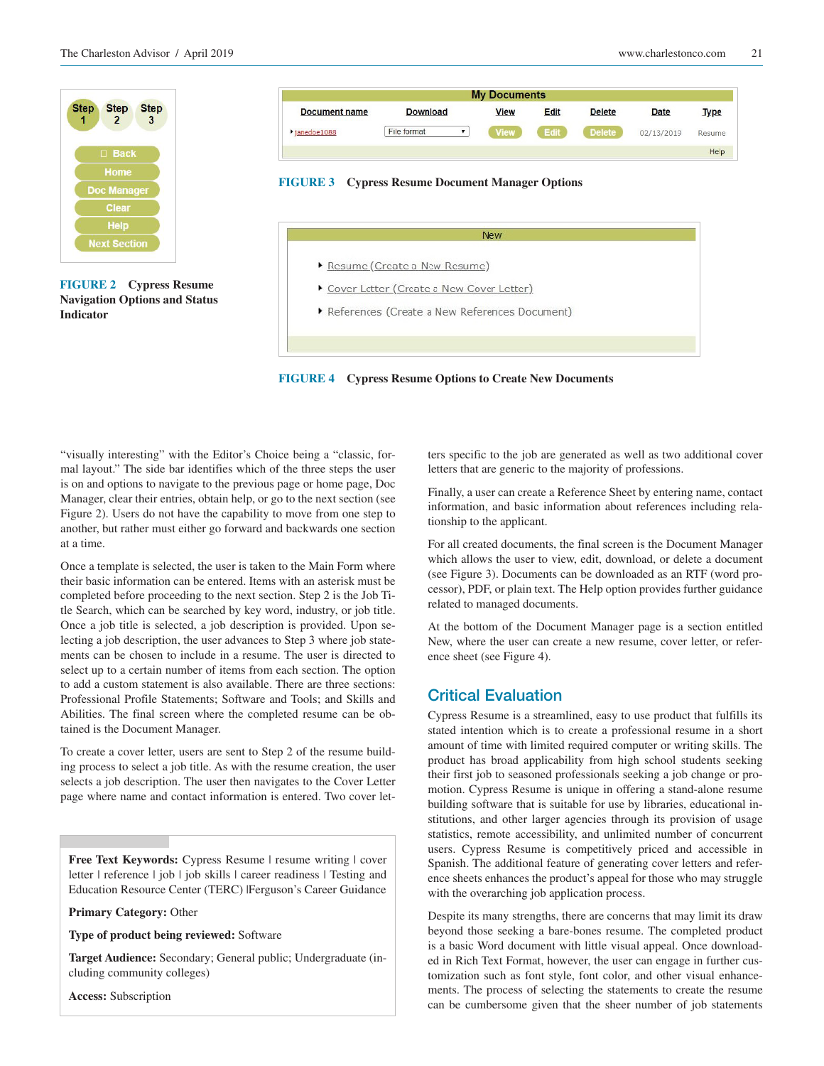Step 1 Step 2 Step 3

Back
Home
Doc Manager
Clear
Help
Next Section

**FIGURE 2** **Cypress Resume Navigation Options and Status Indicator**

| My Documents | | | | | | |
|---|---|---|---|---|---|---|
| Document name | Download | View | Edit | Delete | Date | Type |
| janedoe1088 | File format | View | Edit | Delete | 02/13/2019 | Resume |
| | | | | | | Help |

**FIGURE 3** **Cypress Resume Document Manager Options**

New

- Resume (Create a New Resume)
- Cover Letter (Create a New Cover Letter)
- References (Create a New References Document)

**FIGURE 4** **Cypress Resume Options to Create New Documents**

"visually interesting" with the Editor's Choice being a "classic, formal layout." The side bar identifies which of the three steps the user is on and options to navigate to the previous page or home page, Doc Manager, clear their entries, obtain help, or go to the next section (see Figure 2). Users do not have the capability to move from one step to another, but rather must either go forward and backwards one section at a time.

Once a template is selected, the user is taken to the Main Form where their basic information can be entered. Items with an asterisk must be completed before proceeding to the next section. Step 2 is the Job Title Search, which can be searched by key word, industry, or job title. Once a job title is selected, a job description is provided. Upon selecting a job description, the user advances to Step 3 where job statements can be chosen to include in a resume. The user is directed to select up to a certain number of items from each section. The option to add a custom statement is also available. There are three sections: Professional Profile Statements; Software and Tools; and Skills and Abilities. The final screen where the completed resume can be obtained is the Document Manager.

To create a cover letter, users are sent to Step 2 of the resume building process to select a job title. As with the resume creation, the user selects a job description. The user then navigates to the Cover Letter page where name and contact information is entered. Two cover letters specific to the job are generated as well as two additional cover letters that are generic to the majority of professions.

Finally, a user can create a Reference Sheet by entering name, contact information, and basic information about references including relationship to the applicant.

For all created documents, the final screen is the Document Manager which allows the user to view, edit, download, or delete a document (see Figure 3). Documents can be downloaded as an RTF (word processor), PDF, or plain text. The Help option provides further guidance related to managed documents.

At the bottom of the Document Manager page is a section entitled New, where the user can create a new resume, cover letter, or reference sheet (see Figure 4).

**Free Text Keywords:** Cypress Resume | resume writing | cover letter | reference | job | job skills | career readiness | Testing and Education Resource Center (TERC) |Ferguson's Career Guidance

**Primary Category:** Other

**Type of product being reviewed:** Software

**Target Audience:** Secondary; General public; Undergraduate (including community colleges)

**Access:** Subscription

## Critical Evaluation

Cypress Resume is a streamlined, easy to use product that fulfills its stated intention which is to create a professional resume in a short amount of time with limited required computer or writing skills. The product has broad applicability from high school students seeking their first job to seasoned professionals seeking a job change or promotion. Cypress Resume is unique in offering a stand-alone resume building software that is suitable for use by libraries, educational institutions, and other larger agencies through its provision of usage statistics, remote accessibility, and unlimited number of concurrent users. Cypress Resume is competitively priced and accessible in Spanish. The additional feature of generating cover letters and reference sheets enhances the product's appeal for those who may struggle with the overarching job application process.

Despite its many strengths, there are concerns that may limit its draw beyond those seeking a bare-bones resume. The completed product is a basic Word document with little visual appeal. Once downloaded in Rich Text Format, however, the user can engage in further customization such as font style, font color, and other visual enhancements. The process of selecting the statements to create the resume can be cumbersome given that the sheer number of job statements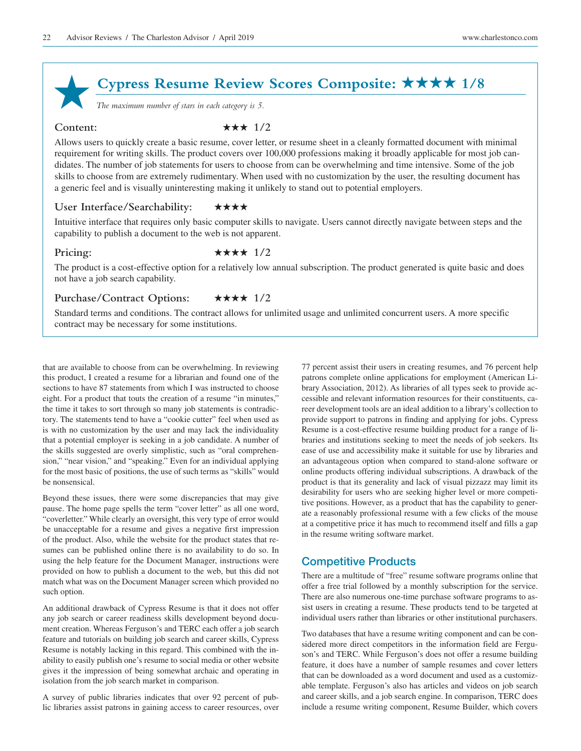## Cypress Resume Review Scores Composite: ★★★★ 1/8

*The maximum number of stars in each category is 5.*

**Content:** ★★★ 1/2

Allows users to quickly create a basic resume, cover letter, or resume sheet in a cleanly formatted document with minimal requirement for writing skills. The product covers over 100,000 professions making it broadly applicable for most job candidates. The number of job statements for users to choose from can be overwhelming and time intensive. Some of the job skills to choose from are extremely rudimentary. When used with no customization by the user, the resulting document has a generic feel and is visually uninteresting making it unlikely to stand out to potential employers.

**User Interface/Searchability:** ★★★★

Intuitive interface that requires only basic computer skills to navigate. Users cannot directly navigate between steps and the capability to publish a document to the web is not apparent.

**Pricing:** ★★★★ 1/2

The product is a cost-effective option for a relatively low annual subscription. The product generated is quite basic and does not have a job search capability.

**Purchase/Contract Options:** ★★★★ 1/2

Standard terms and conditions. The contract allows for unlimited usage and unlimited concurrent users. A more specific contract may be necessary for some institutions.

that are available to choose from can be overwhelming. In reviewing this product, I created a resume for a librarian and found one of the sections to have 87 statements from which I was instructed to choose eight. For a product that touts the creation of a resume "in minutes," the time it takes to sort through so many job statements is contradictory. The statements tend to have a "cookie cutter" feel when used as is with no customization by the user and may lack the individuality that a potential employer is seeking in a job candidate. A number of the skills suggested are overly simplistic, such as "oral comprehension," "near vision," and "speaking." Even for an individual applying for the most basic of positions, the use of such terms as "skills" would be nonsensical.

Beyond these issues, there were some discrepancies that may give pause. The home page spells the term "cover letter" as all one word, "coverletter." While clearly an oversight, this very type of error would be unacceptable for a resume and gives a negative first impression of the product. Also, while the website for the product states that resumes can be published online there is no availability to do so. In using the help feature for the Document Manager, instructions were provided on how to publish a document to the web, but this did not match what was on the Document Manager screen which provided no such option.

An additional drawback of Cypress Resume is that it does not offer any job search or career readiness skills development beyond document creation. Whereas Ferguson's and TERC each offer a job search feature and tutorials on building job search and career skills, Cypress Resume is notably lacking in this regard. This combined with the inability to easily publish one's resume to social media or other website gives it the impression of being somewhat archaic and operating in isolation from the job search market in comparison.

A survey of public libraries indicates that over 92 percent of public libraries assist patrons in gaining access to career resources, over 77 percent assist their users in creating resumes, and 76 percent help patrons complete online applications for employment (American Library Association, 2012). As libraries of all types seek to provide accessible and relevant information resources for their constituents, career development tools are an ideal addition to a library's collection to provide support to patrons in finding and applying for jobs. Cypress Resume is a cost-effective resume building product for a range of libraries and institutions seeking to meet the needs of job seekers. Its ease of use and accessibility make it suitable for use by libraries and an advantageous option when compared to stand-alone software or online products offering individual subscriptions. A drawback of the product is that its generality and lack of visual pizzazz may limit its desirability for users who are seeking higher level or more competitive positions. However, as a product that has the capability to generate a reasonably professional resume with a few clicks of the mouse at a competitive price it has much to recommend itself and fills a gap in the resume writing software market.

## Competitive Products

There are a multitude of "free" resume software programs online that offer a free trial followed by a monthly subscription for the service. There are also numerous one-time purchase software programs to assist users in creating a resume. These products tend to be targeted at individual users rather than libraries or other institutional purchasers.

Two databases that have a resume writing component and can be considered more direct competitors in the information field are Ferguson's and TERC. While Ferguson's does not offer a resume building feature, it does have a number of sample resumes and cover letters that can be downloaded as a word document and used as a customizable template. Ferguson's also has articles and videos on job search and career skills, and a job search engine. In comparison, TERC does include a resume writing component, Resume Builder, which covers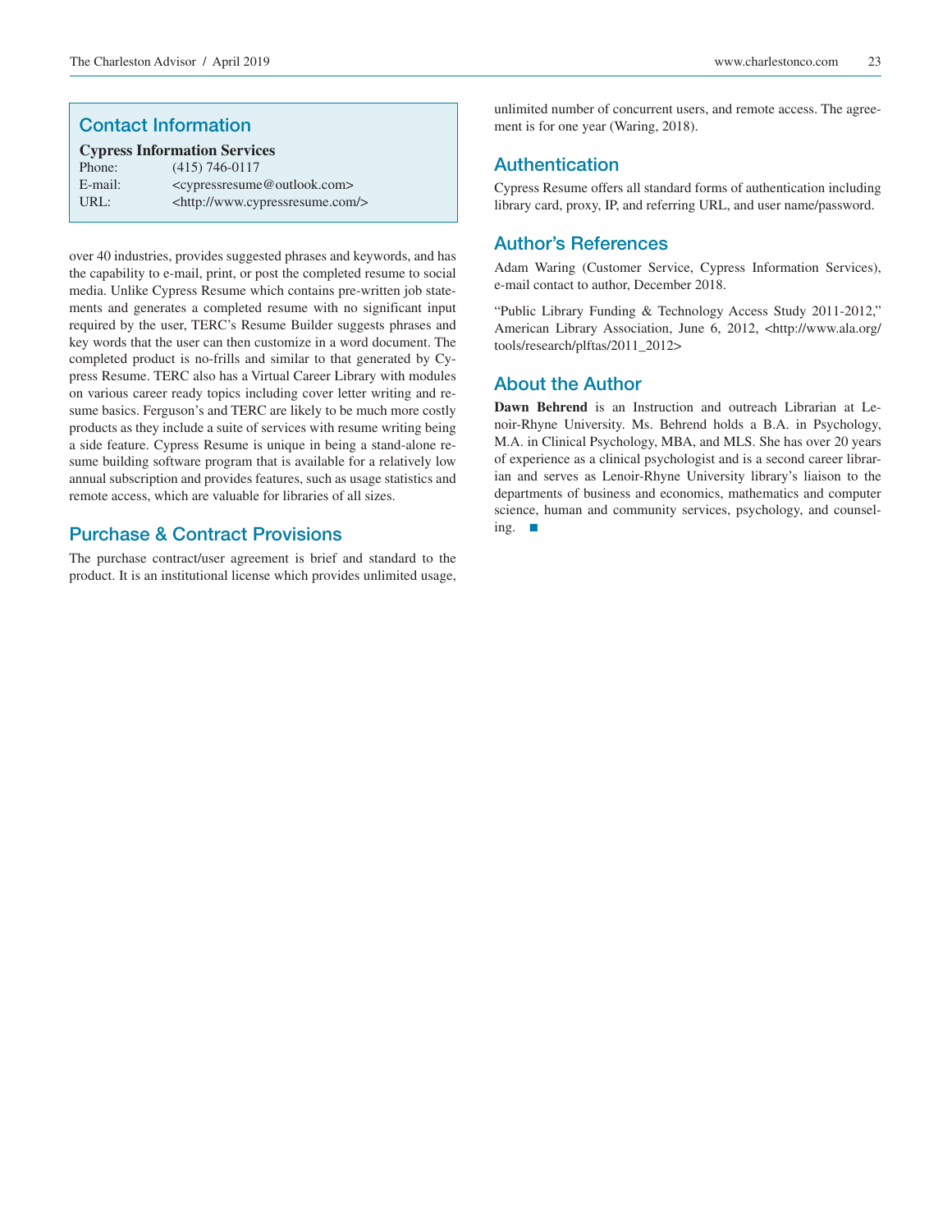## Contact Information

**Cypress Information Services**

| | |
|---|---|
| Phone: | (415) 746-0117 |
| E-mail: | <cypressresume@outlook.com> |
| URL: | <http://www.cypressresume.com/> |

over 40 industries, provides suggested phrases and keywords, and has the capability to e-mail, print, or post the completed resume to social media. Unlike Cypress Resume which contains pre-written job statements and generates a completed resume with no significant input required by the user, TERC's Resume Builder suggests phrases and key words that the user can then customize in a word document. The completed product is no-frills and similar to that generated by Cypress Resume. TERC also has a Virtual Career Library with modules on various career ready topics including cover letter writing and resume basics. Ferguson's and TERC are likely to be much more costly products as they include a suite of services with resume writing being a side feature. Cypress Resume is unique in being a stand-alone resume building software program that is available for a relatively low annual subscription and provides features, such as usage statistics and remote access, which are valuable for libraries of all sizes.

## Purchase & Contract Provisions

The purchase contract/user agreement is brief and standard to the product. It is an institutional license which provides unlimited usage, unlimited number of concurrent users, and remote access. The agreement is for one year (Waring, 2018).

## Authentication

Cypress Resume offers all standard forms of authentication including library card, proxy, IP, and referring URL, and user name/password.

## Author's References

Adam Waring (Customer Service, Cypress Information Services), e-mail contact to author, December 2018.

"Public Library Funding & Technology Access Study 2011-2012," American Library Association, June 6, 2012, <http://www.ala.org/tools/research/plftas/2011_2012>

## About the Author

**Dawn Behrend** is an Instruction and outreach Librarian at Lenoir-Rhyne University. Ms. Behrend holds a B.A. in Psychology, M.A. in Clinical Psychology, MBA, and MLS. She has over 20 years of experience as a clinical psychologist and is a second career librarian and serves as Lenoir-Rhyne University library's liaison to the departments of business and economics, mathematics and computer science, human and community services, psychology, and counseling. ■